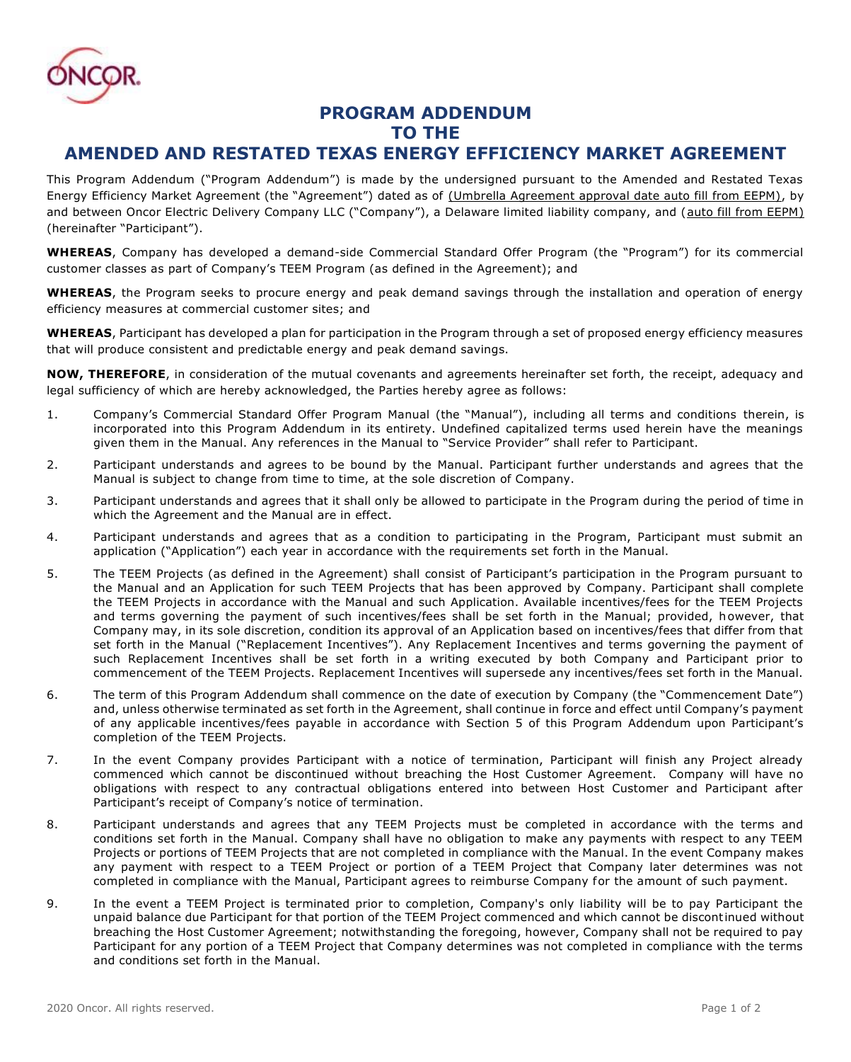# PROGRAM ADDENDUM TO THE AMENDED AND RESTATED TEXAS ENERGY EFFICIENCY MARKET AGREEMENT

This Program Addendum ("Program Addendum") is made by the undersigned pursuant to the Amended and Restated Texas Energy Efficiency Market Agreement (the "Agreement") dated as of (Umbrella Agreement approval date auto fill from EEPM), by and between Oncor Electric Delivery Company LLC ("Company"), a Delaware limited liability company, and (auto fill from EEPM) (hereinafter "Participant").

**WHEREAS**, Company has developed a demand-side Commercial Standard Offer Program (the "Program") for its commercial customer classes as part of Company's TEEM Program (as defined in the Agreement); and

**WHEREAS**, the Program seeks to procure energy and peak demand savings through the installation and operation of energy efficiency measures at commercial customer sites; and

**WHEREAS**, Participant has developed a plan for participation in the Program through a set of proposed energy efficiency measures that will produce consistent and predictable energy and peak demand savings.

**NOW, THEREFORE**, in consideration of the mutual covenants and agreements hereinafter set forth, the receipt, adequacy and legal sufficiency of which are hereby acknowledged, the Parties hereby agree as follows:

1. Company's Commercial Standard Offer Program Manual (the "Manual"), including all terms and conditions therein, is incorporated into this Program Addendum in its entirety. Undefined capitalized terms used herein have the meanings given them in the Manual. Any references in the Manual to "Service Provider" shall refer to Participant.

2. Participant understands and agrees to be bound by the Manual. Participant further understands and agrees that the Manual is subject to change from time to time, at the sole discretion of Company.

3. Participant understands and agrees that it shall only be allowed to participate in the Program during the period of time in which the Agreement and the Manual are in effect.

4. Participant understands and agrees that as a condition to participating in the Program, Participant must submit an application ("Application") each year in accordance with the requirements set forth in the Manual.

5. The TEEM Projects (as defined in the Agreement) shall consist of Participant's participation in the Program pursuant to the Manual and an Application for such TEEM Projects that has been approved by Company. Participant shall complete the TEEM Projects in accordance with the Manual and such Application. Available incentives/fees for the TEEM Projects and terms governing the payment of such incentives/fees shall be set forth in the Manual; provided, however, that Company may, in its sole discretion, condition its approval of an Application based on incentives/fees that differ from that set forth in the Manual ("Replacement Incentives"). Any Replacement Incentives and terms governing the payment of such Replacement Incentives shall be set forth in a writing executed by both Company and Participant prior to commencement of the TEEM Projects. Replacement Incentives will supersede any incentives/fees set forth in the Manual.

6. The term of this Program Addendum shall commence on the date of execution by Company (the "Commencement Date") and, unless otherwise terminated as set forth in the Agreement, shall continue in force and effect until Company's payment of any applicable incentives/fees payable in accordance with Section 5 of this Program Addendum upon Participant's completion of the TEEM Projects.

7. In the event Company provides Participant with a notice of termination, Participant will finish any Project already commenced which cannot be discontinued without breaching the Host Customer Agreement. Company will have no obligations with respect to any contractual obligations entered into between Host Customer and Participant after Participant's receipt of Company's notice of termination.

8. Participant understands and agrees that any TEEM Projects must be completed in accordance with the terms and conditions set forth in the Manual. Company shall have no obligation to make any payments with respect to any TEEM Projects or portions of TEEM Projects that are not completed in compliance with the Manual. In the event Company makes any payment with respect to a TEEM Project or portion of a TEEM Project that Company later determines was not completed in compliance with the Manual, Participant agrees to reimburse Company for the amount of such payment.

9. In the event a TEEM Project is terminated prior to completion, Company's only liability will be to pay Participant the unpaid balance due Participant for that portion of the TEEM Project commenced and which cannot be discontinued without breaching the Host Customer Agreement; notwithstanding the foregoing, however, Company shall not be required to pay Participant for any portion of a TEEM Project that Company determines was not completed in compliance with the terms and conditions set forth in the Manual.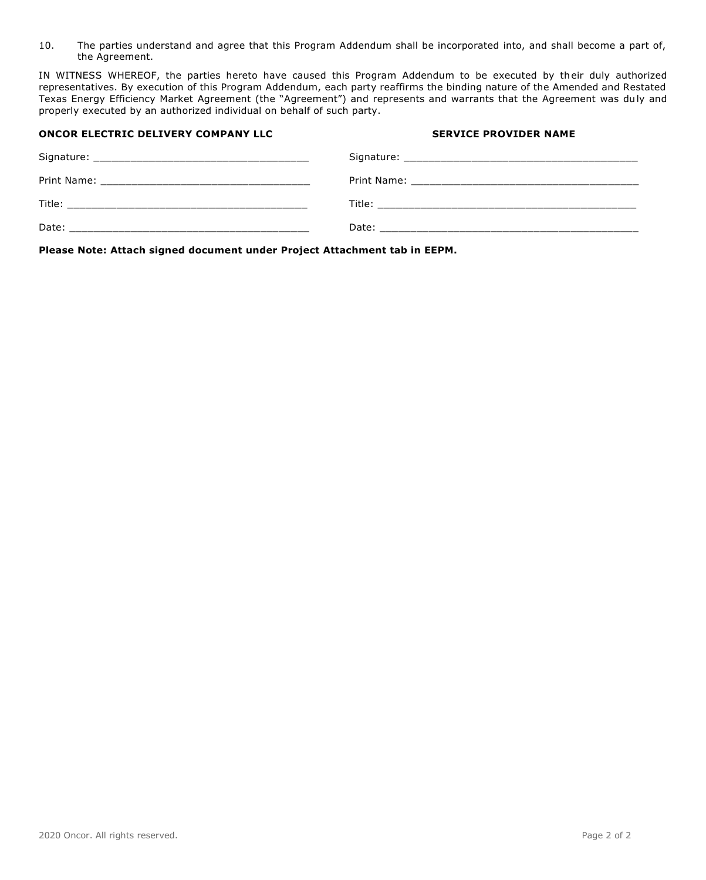10. The parties understand and agree that this Program Addendum shall be incorporated into, and shall become a part of, the Agreement.

IN WITNESS WHEREOF, the parties hereto have caused this Program Addendum to be executed by their duly authorized representatives. By execution of this Program Addendum, each party reaffirms the binding nature of the Amended and Restated Texas Energy Efficiency Market Agreement (the "Agreement") and represents and warrants that the Agreement was duly and properly executed by an authorized individual on behalf of such party.

| **ONCOR ELECTRIC DELIVERY COMPANY LLC** | **SERVICE PROVIDER NAME** |
|---|---|
| Signature: ___________________________________ | Signature: ______________________________________ |
| Print Name: __________________________________ | Print Name: _____________________________________ |
| Title: _______________________________________ | Title: __________________________________________ |
| Date: _______________________________________ | Date: __________________________________________ |

**Please Note: Attach signed document under Project Attachment tab in EEPM.**

2020 Oncor. All rights reserved.